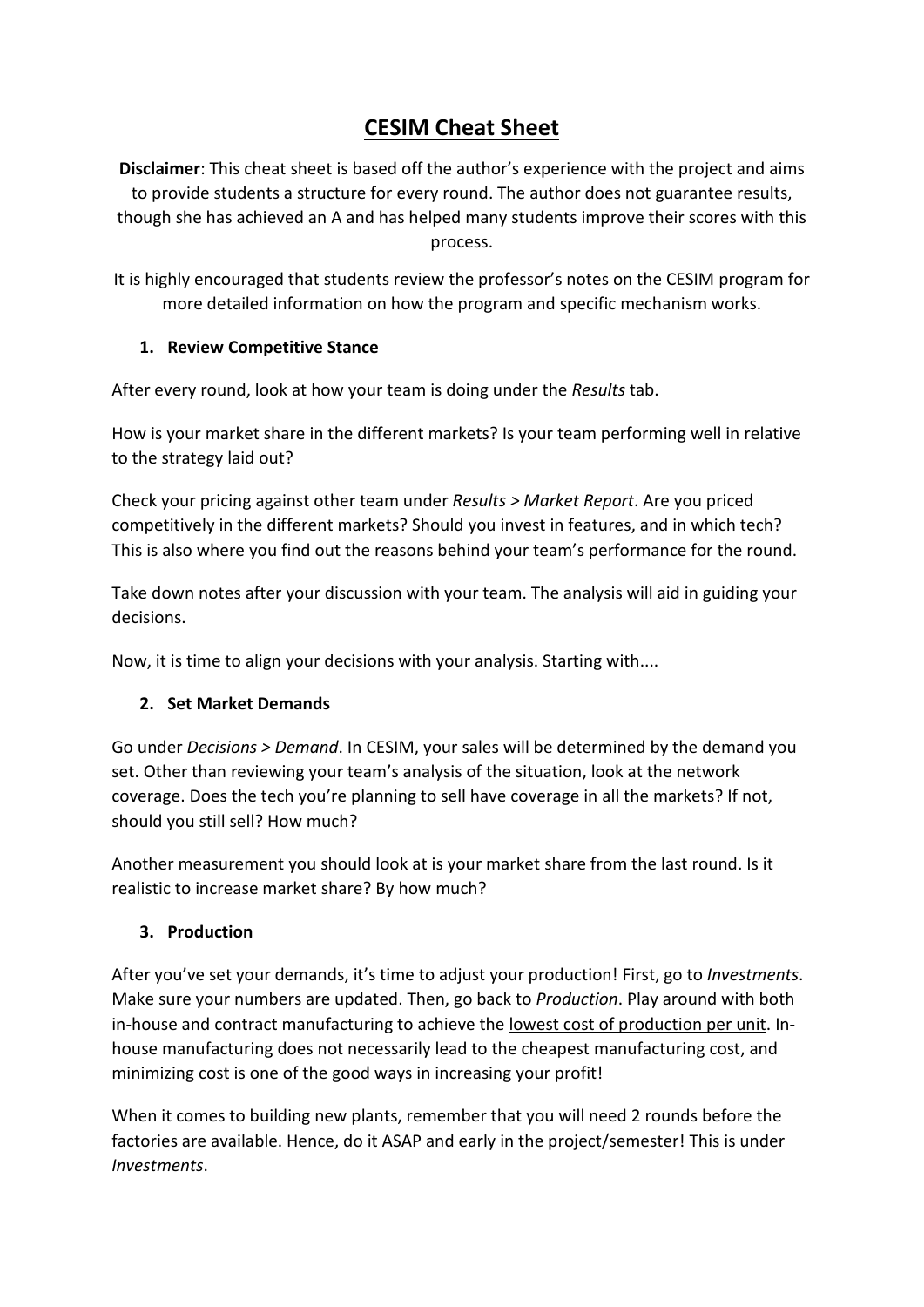# CESIM Cheat Sheet

**Disclaimer**: This cheat sheet is based off the author's experience with the project and aims to provide students a structure for every round. The author does not guarantee results, though she has achieved an A and has helped many students improve their scores with this process.

It is highly encouraged that students review the professor's notes on the CESIM program for more detailed information on how the program and specific mechanism works.

1. **Review Competitive Stance**

After every round, look at how your team is doing under the *Results* tab.

How is your market share in the different markets? Is your team performing well in relative to the strategy laid out?

Check your pricing against other team under *Results > Market Report*. Are you priced competitively in the different markets? Should you invest in features, and in which tech? This is also where you find out the reasons behind your team's performance for the round.

Take down notes after your discussion with your team. The analysis will aid in guiding your decisions.

Now, it is time to align your decisions with your analysis. Starting with....

2. **Set Market Demands**

Go under *Decisions > Demand*. In CESIM, your sales will be determined by the demand you set. Other than reviewing your team's analysis of the situation, look at the network coverage. Does the tech you're planning to sell have coverage in all the markets? If not, should you still sell? How much?

Another measurement you should look at is your market share from the last round. Is it realistic to increase market share? By how much?

3. **Production**

After you've set your demands, it's time to adjust your production! First, go to *Investments*. Make sure your numbers are updated. Then, go back to *Production*. Play around with both in-house and contract manufacturing to achieve the <u>lowest cost of production per unit</u>. In-house manufacturing does not necessarily lead to the cheapest manufacturing cost, and minimizing cost is one of the good ways in increasing your profit!

When it comes to building new plants, remember that you will need 2 rounds before the factories are available. Hence, do it ASAP and early in the project/semester! This is under *Investments*.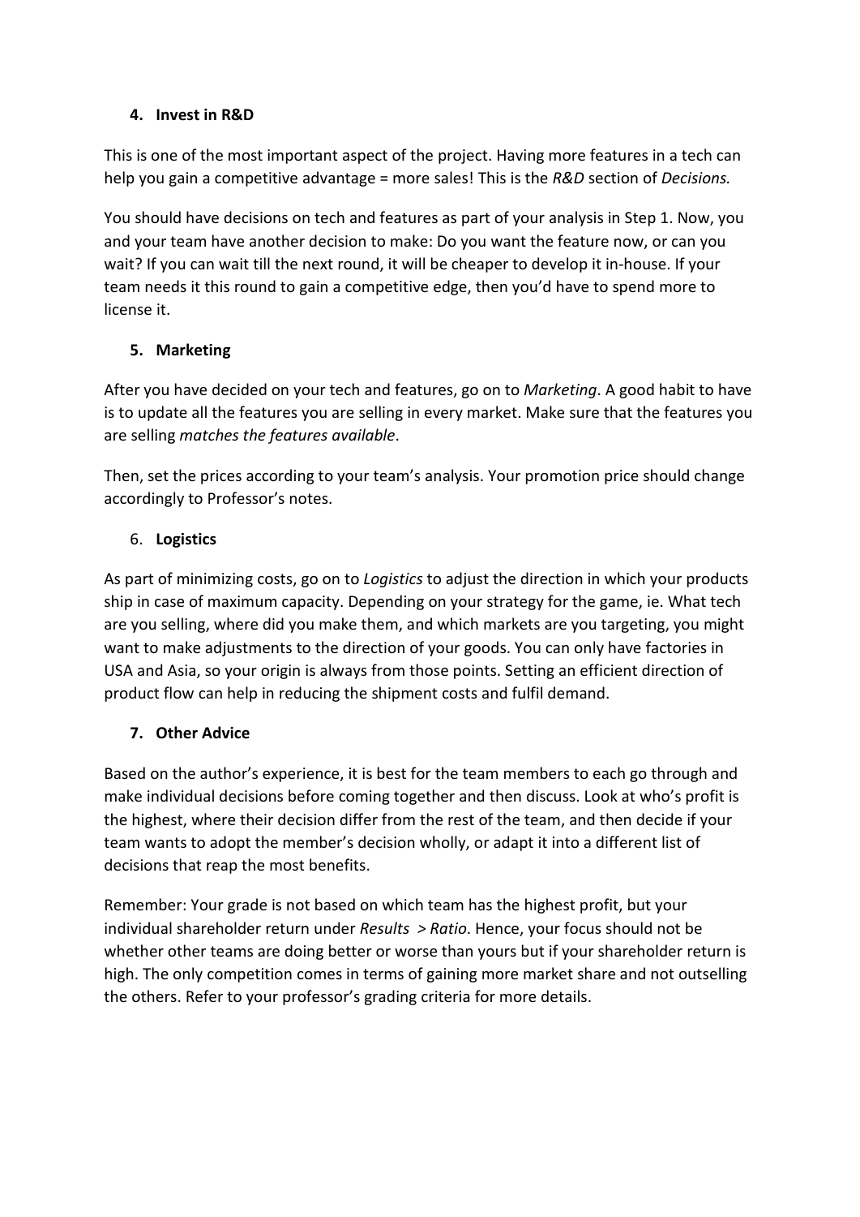### 4. Invest in R&D

This is one of the most important aspect of the project. Having more features in a tech can help you gain a competitive advantage = more sales! This is the *R&D* section of *Decisions.*

You should have decisions on tech and features as part of your analysis in Step 1. Now, you and your team have another decision to make: Do you want the feature now, or can you wait? If you can wait till the next round, it will be cheaper to develop it in-house. If your team needs it this round to gain a competitive edge, then you'd have to spend more to license it.

### 5. Marketing

After you have decided on your tech and features, go on to *Marketing*. A good habit to have is to update all the features you are selling in every market. Make sure that the features you are selling *matches the features available*.

Then, set the prices according to your team's analysis. Your promotion price should change accordingly to Professor's notes.

### 6. Logistics

As part of minimizing costs, go on to *Logistics* to adjust the direction in which your products ship in case of maximum capacity. Depending on your strategy for the game, ie. What tech are you selling, where did you make them, and which markets are you targeting, you might want to make adjustments to the direction of your goods. You can only have factories in USA and Asia, so your origin is always from those points. Setting an efficient direction of product flow can help in reducing the shipment costs and fulfil demand.

### 7. Other Advice

Based on the author's experience, it is best for the team members to each go through and make individual decisions before coming together and then discuss. Look at who's profit is the highest, where their decision differ from the rest of the team, and then decide if your team wants to adopt the member's decision wholly, or adapt it into a different list of decisions that reap the most benefits.

Remember: Your grade is not based on which team has the highest profit, but your individual shareholder return under *Results > Ratio*. Hence, your focus should not be whether other teams are doing better or worse than yours but if your shareholder return is high. The only competition comes in terms of gaining more market share and not outselling the others. Refer to your professor's grading criteria for more details.